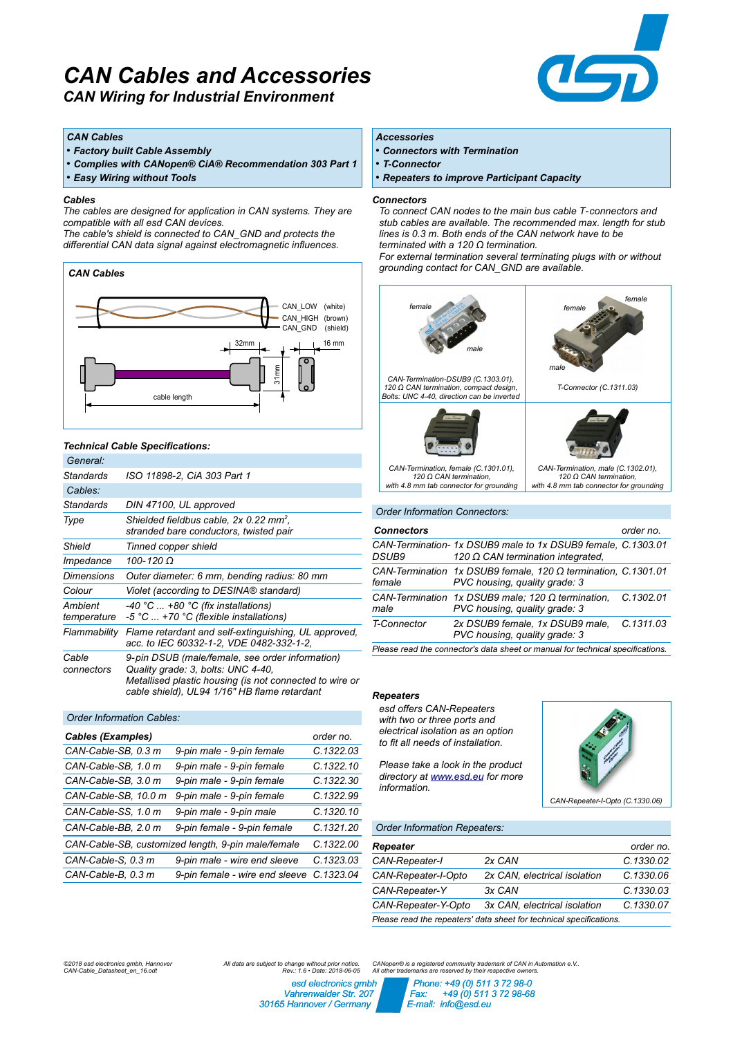# CAN Cables and Accessories

## CAN Wiring for Industrial Environment

**CAN Cables**

- **Factory built Cable Assembly**
- **Complies with CANopen® CiA® Recommendation 303 Part 1**
- **Easy Wiring without Tools**

**Accessories**

- **Connectors with Termination**
- **T-Connector**
- **Repeaters to improve Participant Capacity**

### Cables

*The cables are designed for application in CAN systems. They are compatible with all esd CAN devices.*
*The cable's shield is connected to CAN_GND and protects the differential CAN data signal against electromagnetic influences.*

**CAN Cables**

CAN_LOW (white)
CAN_HIGH (brown)
CAN_GND (shield)

32mm, 16 mm, 31mm, cable length

### Technical Cable Specifications:

| General: | |
|---|---|
| Standards | ISO 11898-2, CiA 303 Part 1 |
| **Cables:** | |
| Standards | DIN 47100, UL approved |
| Type | Shielded fieldbus cable, 2x 0.22 mm², stranded bare conductors, twisted pair |
| Shield | Tinned copper shield |
| Impedance | 100-120 Ω |
| Dimensions | Outer diameter: 6 mm, bending radius: 80 mm |
| Colour | Violet (according to DESINA® standard) |
| Ambient temperature | -40 °C ... +80 °C (fix installations) -5 °C ... +70 °C (flexible installations) |
| Flammability | Flame retardant and self-extinguishing, UL approved, acc. to IEC 60332-1-2, |
| Cable connectors | 9-pin DSUB (male/female, see order information) Quality grade: 3, bolts: UNC 4-40, Metallised plastic housing (is not connected to wire or cable shield), UL94 1/16" HB flame retardant |

### Order Information Cables:

| Cables (Examples) | | order no. |
|---|---|---|
| CAN-Cable-SB, 0.3 m | 9-pin male - 9-pin female | C.1322.03 |
| CAN-Cable-SB, 1.0 m | 9-pin male - 9-pin female | C.1322.10 |
| CAN-Cable-SB, 3.0 m | 9-pin male - 9-pin female | C.1322.30 |
| CAN-Cable-SB, 10.0 m | 9-pin male - 9-pin female | C.1322.99 |
| CAN-Cable-SS, 1.0 m | 9-pin male - 9-pin male | C.1320.10 |
| CAN-Cable-BB, 2.0 m | 9-pin female - 9-pin female | C.1321.20 |
| CAN-Cable-SB, customized length, 9-pin male/female | | C.1322.00 |
| CAN-Cable-S, 0.3 m | 9-pin male - wire end sleeve | C.1323.03 |
| CAN-Cable-B, 0.3 m | 9-pin female - wire end sleeve | C.1323.04 |

### Connectors

*To connect CAN nodes to the main bus cable T-connectors and stub cables are available. The recommended max. length for stub lines is 0.3 m. Both ends of the CAN network have to be terminated with a 120 Ω termination.*
*For external termination several terminating plugs with or without grounding contact for CAN_GND are available.*

CAN-Termination-DSUB9 (C.1303.01), 120 Ω CAN termination, compact design, Bolts: UNC 4-40, direction can be inverted

T-Connector (C.1311.03)

CAN-Termination, female (C.1301.01), 120 Ω CAN termination, with 4.8 mm tab connector for grounding

CAN-Termination, male (C.1302.01), 120 Ω CAN termination, with 4.8 mm tab connector for grounding

### Order Information Connectors:

| Connectors | | order no. |
|---|---|---|
| CAN-Termination-DSUB9 | 1x DSUB9 male to 1x DSUB9 female, 120 Ω CAN termination integrated, | C.1303.01 |
| CAN-Termination female | 1x DSUB9 female, 120 Ω termination, PVC housing, quality grade: 3 | C.1301.01 |
| CAN-Termination male | 1x DSUB9 male; 120 Ω termination, PVC housing, quality grade: 3 | C.1302.01 |
| T-Connector | 2x DSUB9 female, 1x DSUB9 male, PVC housing, quality grade: 3 | C.1311.03 |

Please read the connector's data sheet or manual for technical specifications.

### Repeaters

*esd offers CAN-Repeaters with two or three ports and electrical isolation as an option to fit all needs of installation.*

*Please take a look in the product directory at www.esd.eu for more information.*

CAN-Repeater-I-Opto (C.1330.06)

### Order Information Repeaters:

| Repeater | | order no. |
|---|---|---|
| CAN-Repeater-I | 2x CAN | C.1330.02 |
| CAN-Repeater-I-Opto | 2x CAN, electrical isolation | C.1330.06 |
| CAN-Repeater-Y | 3x CAN | C.1330.03 |
| CAN-Repeater-Y-Opto | 3x CAN, electrical isolation | C.1330.07 |

Please read the repeaters' data sheet for technical specifications.

©2018 esd electronics gmbh, Hannover
CAN-Cable_Datasheet_en_16.odt

All data are subject to change without prior notice.
Rev.: 1.6 • Date: 2018-06-05

CANopen® is a registered community trademark of CAN in Automation e.V..
All other trademarks are reserved by their respective owners.

esd electronics gmbh
Vahrenwalder Str. 207
30165 Hannover / Germany

Phone: +49 (0) 511 3 72 98-0
Fax: +49 (0) 511 3 72 98-68
E-mail: info@esd.eu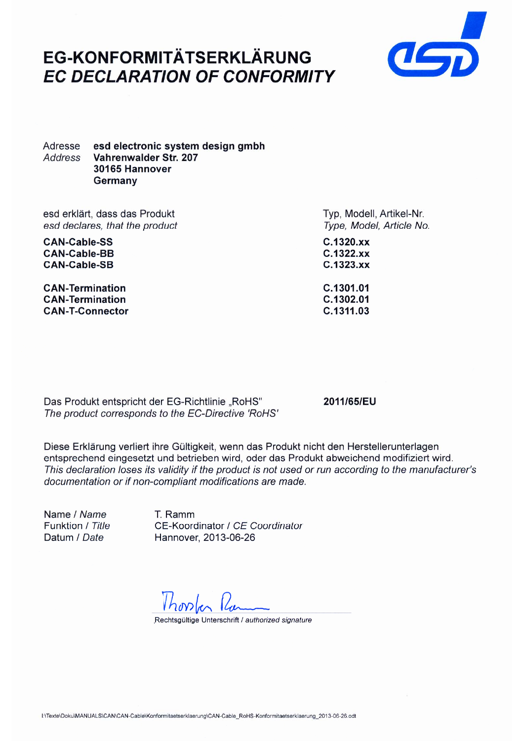# EG-KONFORMITÄTSERKLÄRUNG
# *EC DECLARATION OF CONFORMITY*

Adresse / *Address*

**esd electronic system design gmbh**
**Vahrenwalder Str. 207**
**30165 Hannover**
**Germany**

| esd erklärt, dass das Produkt<br>*esd declares, that the product* | Typ, Modell, Artikel-Nr.<br>*Type, Model, Article No.* |
|---|---|
| **CAN-Cable-SS** | **C.1320.xx** |
| **CAN-Cable-BB** | **C.1322.xx** |
| **CAN-Cable-SB** | **C.1323.xx** |
| **CAN-Termination** | **C.1301.01** |
| **CAN-Termination** | **C.1302.01** |
| **CAN-T-Connector** | **C.1311.03** |

Das Produkt entspricht der EG-Richtlinie „RoHS" **2011/65/EU**
*The product corresponds to the EC-Directive 'RoHS'*

Diese Erklärung verliert ihre Gültigkeit, wenn das Produkt nicht den Herstellerunterlagen entsprechend eingesetzt und betrieben wird, oder das Produkt abweichend modifiziert wird.
*This declaration loses its validity if the product is not used or run according to the manufacturer's documentation or if non-compliant modifications are made.*

Name / *Name*: T. Ramm
Funktion / *Title*: CE-Koordinator / *CE Coordinator*
Datum / *Date*: Hannover, 2013-06-26

Rechtsgültige Unterschrift / *authorized signature*

I:\Texte\Doku\MANUALS\CAN\CAN-Cable\Konformitaetserklaerung\CAN-Cable_RoHS-Konformitaetserklaerung_2013-06-26.odt